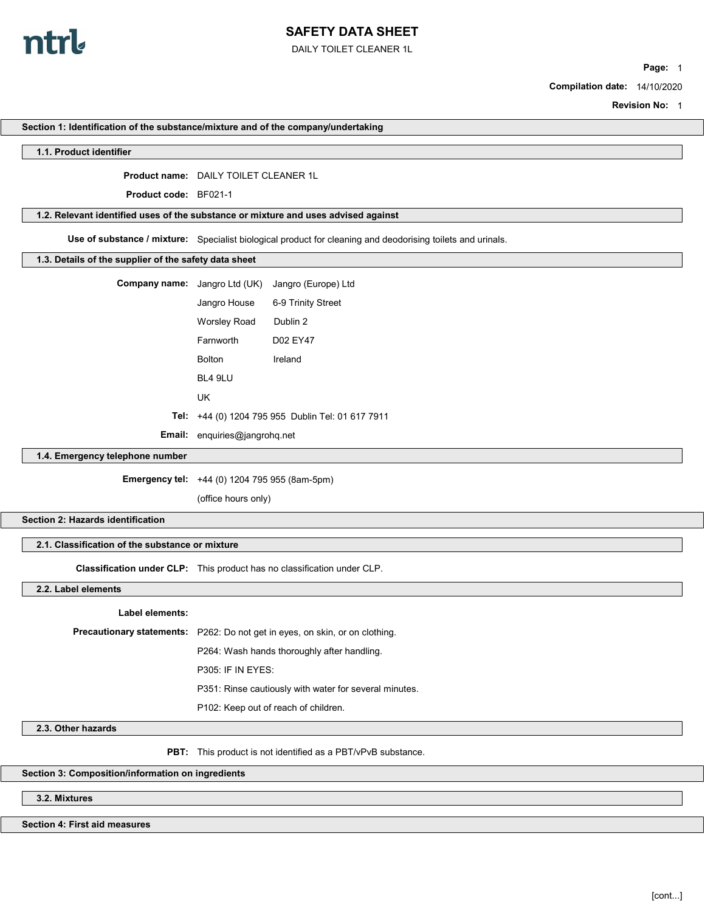# SAFETY DATA SHEET

DAILY TOILET CLEANER 1L

**Compilation date:** 14/10/2020

**Revision No:** 1

## Section 1: Identification of the substance/mixture and of the company/undertaking

### 1.1. Product identifier

**Product name:** DAILY TOILET CLEANER 1L

**Product code:** BF021-1

### 1.2. Relevant identified uses of the substance or mixture and uses advised against

**Use of substance / mixture:** Specialist biological product for cleaning and deodorising toilets and urinals.

### 1.3. Details of the supplier of the safety data sheet

**Company name:**

| Jangro Ltd (UK) | Jangro (Europe) Ltd |
|---|---|
| Jangro House | 6-9 Trinity Street |
| Worsley Road | Dublin 2 |
| Farnworth | D02 EY47 |
| Bolton | Ireland |
| BL4 9LU | |
| UK | |

**Tel:** +44 (0) 1204 795 955 Dublin Tel: 01 617 7911

**Email:** enquiries@jangrohq.net

### 1.4. Emergency telephone number

**Emergency tel:** +44 (0) 1204 795 955 (8am-5pm)

(office hours only)

## Section 2: Hazards identification

### 2.1. Classification of the substance or mixture

**Classification under CLP:** This product has no classification under CLP.

### 2.2. Label elements

**Label elements:**

**Precautionary statements:** P262: Do not get in eyes, on skin, or on clothing.

P264: Wash hands thoroughly after handling.

P305: IF IN EYES:

P351: Rinse cautiously with water for several minutes.

P102: Keep out of reach of children.

### 2.3. Other hazards

**PBT:** This product is not identified as a PBT/vPvB substance.

## Section 3: Composition/information on ingredients

### 3.2. Mixtures

## Section 4: First aid measures

[cont...]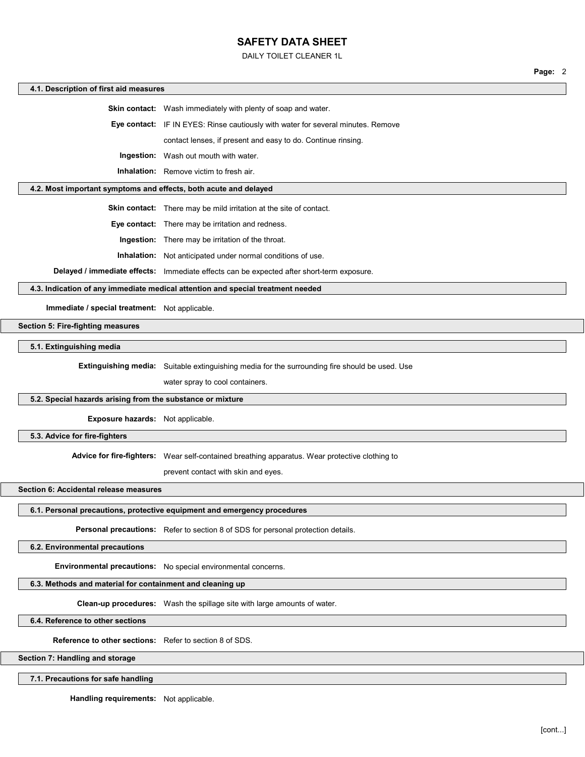### 4.1. Description of first aid measures

**Skin contact:** Wash immediately with plenty of soap and water.

**Eye contact:** IF IN EYES: Rinse cautiously with water for several minutes. Remove contact lenses, if present and easy to do. Continue rinsing.

**Ingestion:** Wash out mouth with water.

**Inhalation:** Remove victim to fresh air.

### 4.2. Most important symptoms and effects, both acute and delayed

**Skin contact:** There may be mild irritation at the site of contact.

**Eye contact:** There may be irritation and redness.

**Ingestion:** There may be irritation of the throat.

**Inhalation:** Not anticipated under normal conditions of use.

**Delayed / immediate effects:** Immediate effects can be expected after short-term exposure.

### 4.3. Indication of any immediate medical attention and special treatment needed

**Immediate / special treatment:** Not applicable.

## Section 5: Fire-fighting measures

### 5.1. Extinguishing media

**Extinguishing media:** Suitable extinguishing media for the surrounding fire should be used. Use water spray to cool containers.

### 5.2. Special hazards arising from the substance or mixture

**Exposure hazards:** Not applicable.

### 5.3. Advice for fire-fighters

**Advice for fire-fighters:** Wear self-contained breathing apparatus. Wear protective clothing to prevent contact with skin and eyes.

## Section 6: Accidental release measures

### 6.1. Personal precautions, protective equipment and emergency procedures

**Personal precautions:** Refer to section 8 of SDS for personal protection details.

### 6.2. Environmental precautions

**Environmental precautions:** No special environmental concerns.

### 6.3. Methods and material for containment and cleaning up

**Clean-up procedures:** Wash the spillage site with large amounts of water.

### 6.4. Reference to other sections

**Reference to other sections:** Refer to section 8 of SDS.

## Section 7: Handling and storage

### 7.1. Precautions for safe handling

**Handling requirements:** Not applicable.

[cont...]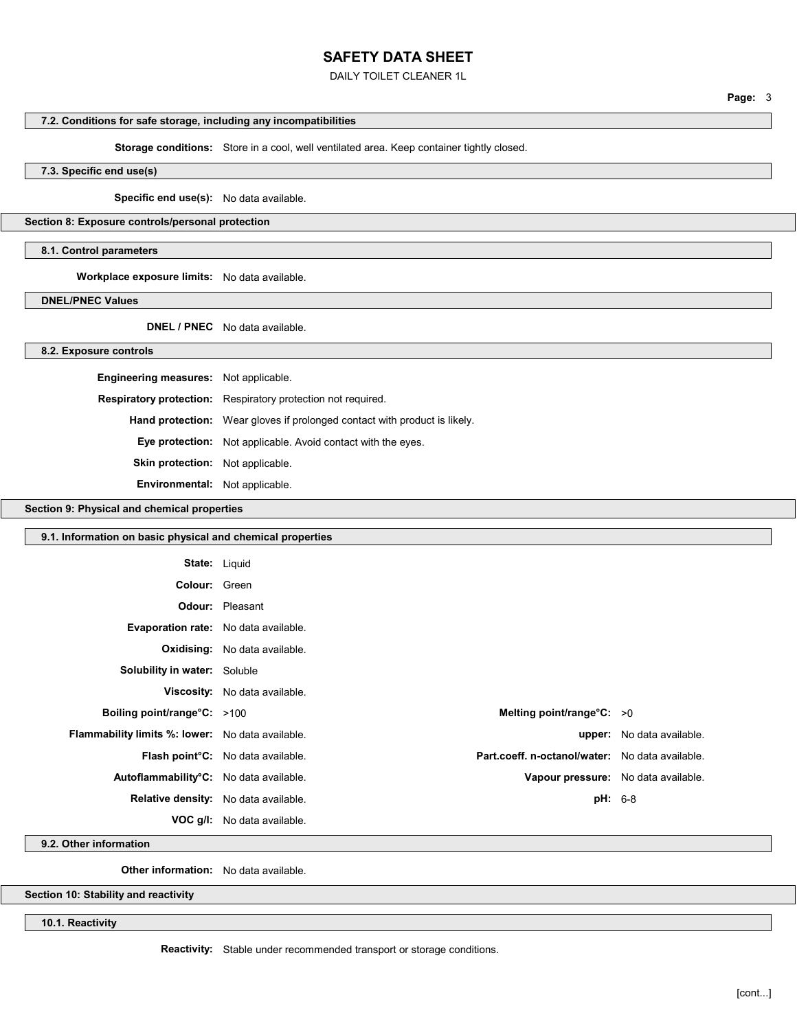### 7.2. Conditions for safe storage, including any incompatibilities

**Storage conditions:** Store in a cool, well ventilated area. Keep container tightly closed.

### 7.3. Specific end use(s)

**Specific end use(s):** No data available.

## Section 8: Exposure controls/personal protection

### 8.1. Control parameters

**Workplace exposure limits:** No data available.

### DNEL/PNEC Values

**DNEL / PNEC** No data available.

### 8.2. Exposure controls

**Engineering measures:** Not applicable.

**Respiratory protection:** Respiratory protection not required.

**Hand protection:** Wear gloves if prolonged contact with product is likely.

**Eye protection:** Not applicable. Avoid contact with the eyes.

**Skin protection:** Not applicable.

**Environmental:** Not applicable.

## Section 9: Physical and chemical properties

### 9.1. Information on basic physical and chemical properties

**State:** Liquid

**Colour:** Green

**Odour:** Pleasant

**Evaporation rate:** No data available.

**Oxidising:** No data available.

**Solubility in water:** Soluble

**Viscosity:** No data available.

| | | | |
|---|---|---|---|
| **Boiling point/range°C:** | >100 | **Melting point/range°C:** | >0 |
| **Flammability limits %: lower:** | No data available. | **upper:** | No data available. |
| **Flash point°C:** | No data available. | **Part.coeff. n-octanol/water:** | No data available. |
| **Autoflammability°C:** | No data available. | **Vapour pressure:** | No data available. |
| **Relative density:** | No data available. | **pH:** | 6-8 |
| **VOC g/l:** | No data available. | | |

### 9.2. Other information

**Other information:** No data available.

## Section 10: Stability and reactivity

### 10.1. Reactivity

**Reactivity:** Stable under recommended transport or storage conditions.

[cont...]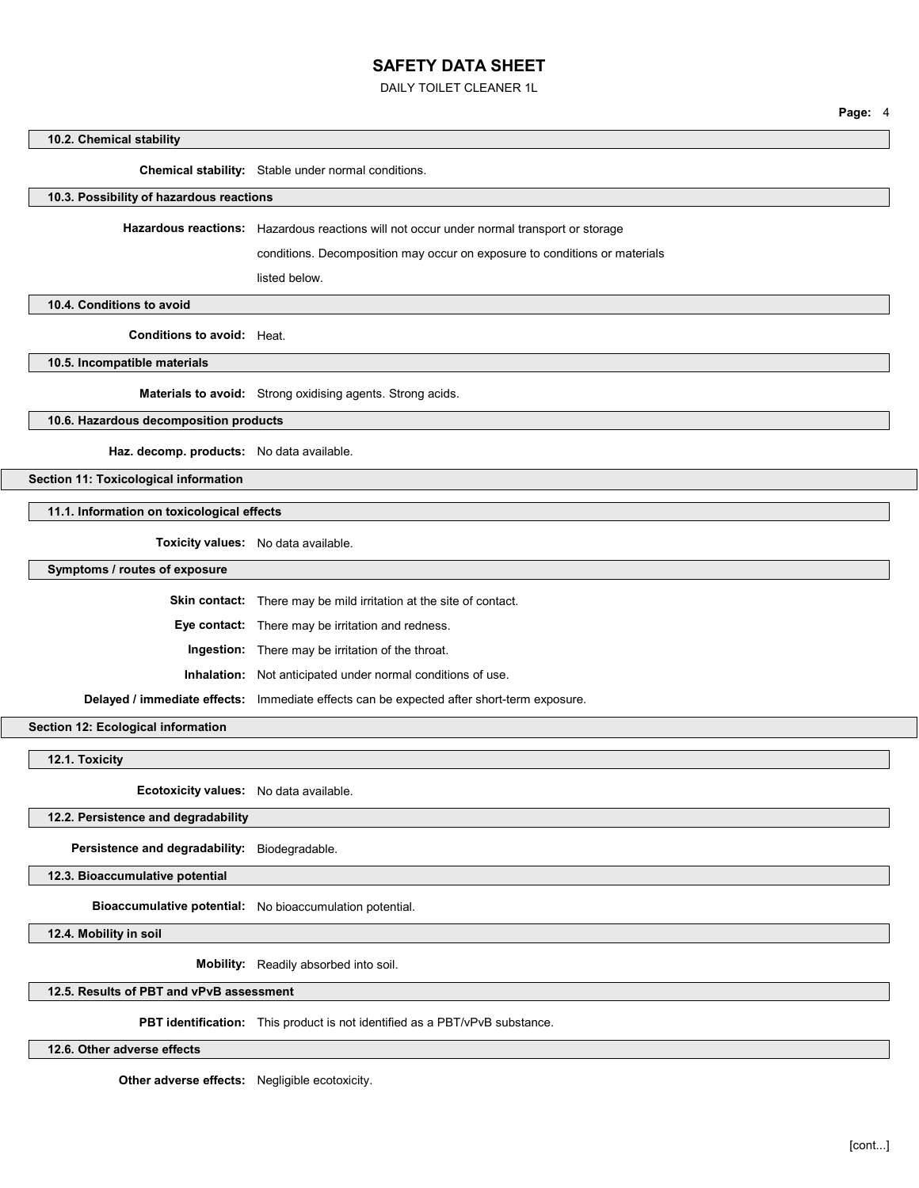### 10.2. Chemical stability

**Chemical stability:** Stable under normal conditions.

### 10.3. Possibility of hazardous reactions

**Hazardous reactions:** Hazardous reactions will not occur under normal transport or storage conditions. Decomposition may occur on exposure to conditions or materials listed below.

### 10.4. Conditions to avoid

**Conditions to avoid:** Heat.

### 10.5. Incompatible materials

**Materials to avoid:** Strong oxidising agents. Strong acids.

### 10.6. Hazardous decomposition products

**Haz. decomp. products:** No data available.

## Section 11: Toxicological information

### 11.1. Information on toxicological effects

**Toxicity values:** No data available.

### Symptoms / routes of exposure

**Skin contact:** There may be mild irritation at the site of contact.

**Eye contact:** There may be irritation and redness.

**Ingestion:** There may be irritation of the throat.

**Inhalation:** Not anticipated under normal conditions of use.

**Delayed / immediate effects:** Immediate effects can be expected after short-term exposure.

## Section 12: Ecological information

### 12.1. Toxicity

**Ecotoxicity values:** No data available.

### 12.2. Persistence and degradability

**Persistence and degradability:** Biodegradable.

### 12.3. Bioaccumulative potential

**Bioaccumulative potential:** No bioaccumulation potential.

### 12.4. Mobility in soil

**Mobility:** Readily absorbed into soil.

### 12.5. Results of PBT and vPvB assessment

**PBT identification:** This product is not identified as a PBT/vPvB substance.

### 12.6. Other adverse effects

**Other adverse effects:** Negligible ecotoxicity.

[cont...]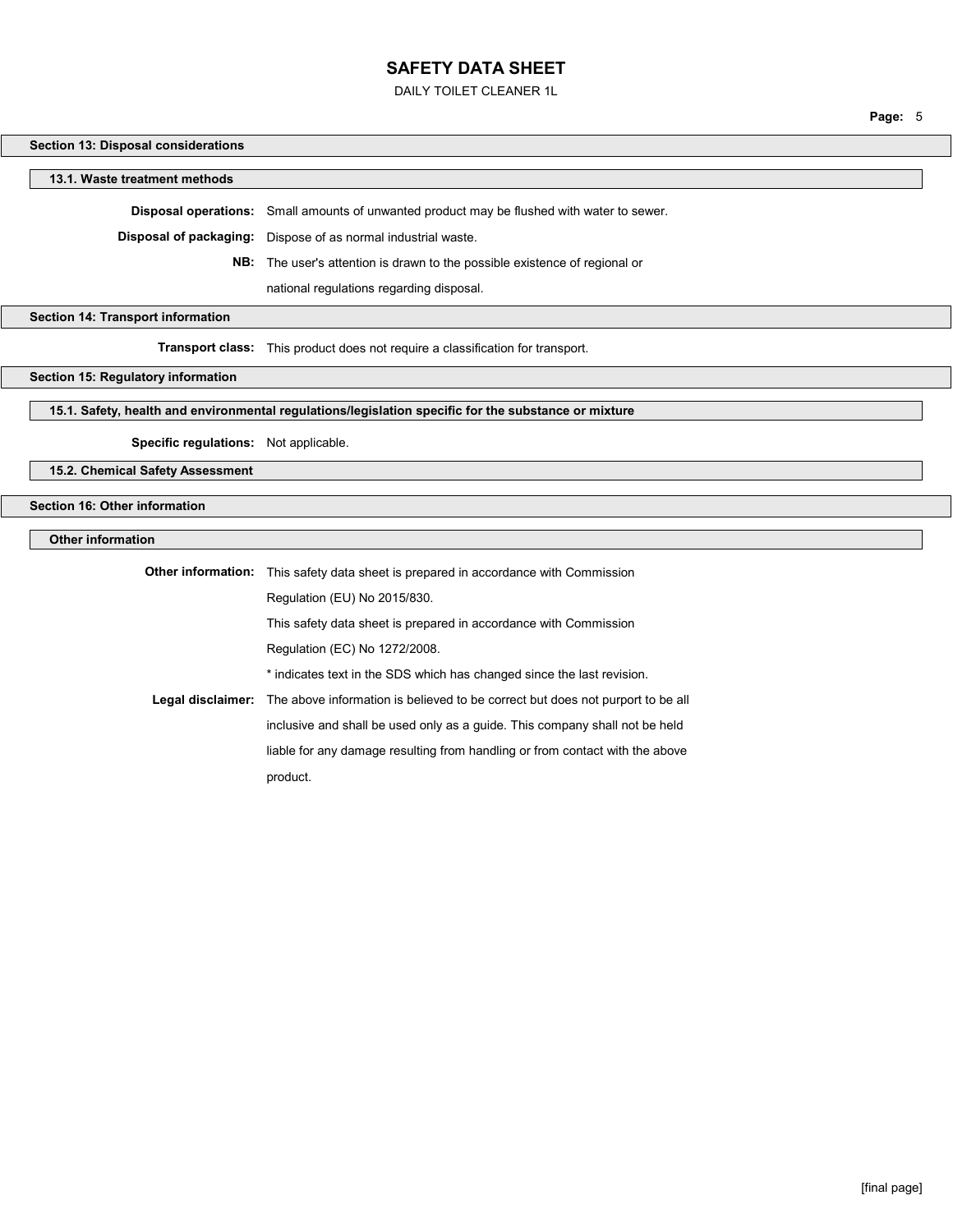## Section 13: Disposal considerations

### 13.1. Waste treatment methods

**Disposal operations:** Small amounts of unwanted product may be flushed with water to sewer.

**Disposal of packaging:** Dispose of as normal industrial waste.

**NB:** The user's attention is drawn to the possible existence of regional or national regulations regarding disposal.

## Section 14: Transport information

**Transport class:** This product does not require a classification for transport.

## Section 15: Regulatory information

### 15.1. Safety, health and environmental regulations/legislation specific for the substance or mixture

**Specific regulations:** Not applicable.

### 15.2. Chemical Safety Assessment

## Section 16: Other information

### Other information

**Other information:** This safety data sheet is prepared in accordance with Commission Regulation (EU) No 2015/830.

This safety data sheet is prepared in accordance with Commission Regulation (EC) No 1272/2008.

* indicates text in the SDS which has changed since the last revision.

**Legal disclaimer:** The above information is believed to be correct but does not purport to be all inclusive and shall be used only as a guide. This company shall not be held liable for any damage resulting from handling or from contact with the above product.

[final page]